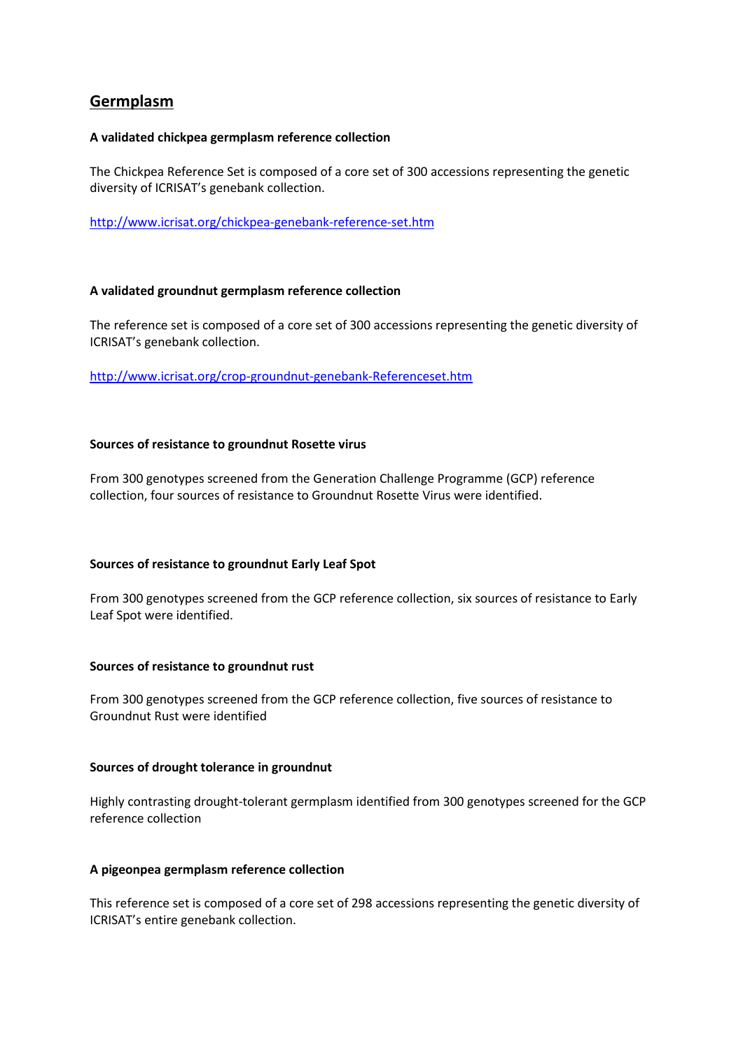# Germplasm

**A validated chickpea germplasm reference collection**

The Chickpea Reference Set is composed of a core set of 300 accessions representing the genetic diversity of ICRISAT's genebank collection.

http://www.icrisat.org/chickpea-genebank-reference-set.htm

**A validated groundnut germplasm reference collection**

The reference set is composed of a core set of 300 accessions representing the genetic diversity of ICRISAT's genebank collection.

http://www.icrisat.org/crop-groundnut-genebank-Referenceset.htm

**Sources of resistance to groundnut Rosette virus**

From 300 genotypes screened from the Generation Challenge Programme (GCP) reference collection, four sources of resistance to Groundnut Rosette Virus were identified.

**Sources of resistance to groundnut Early Leaf Spot**

From 300 genotypes screened from the GCP reference collection, six sources of resistance to Early Leaf Spot were identified.

**Sources of resistance to groundnut rust**

From 300 genotypes screened from the GCP reference collection, five sources of resistance to Groundnut Rust were identified

**Sources of drought tolerance in groundnut**

Highly contrasting drought-tolerant germplasm identified from 300 genotypes screened for the GCP reference collection

**A pigeonpea germplasm reference collection**

This reference set is composed of a core set of 298 accessions representing the genetic diversity of ICRISAT's entire genebank collection.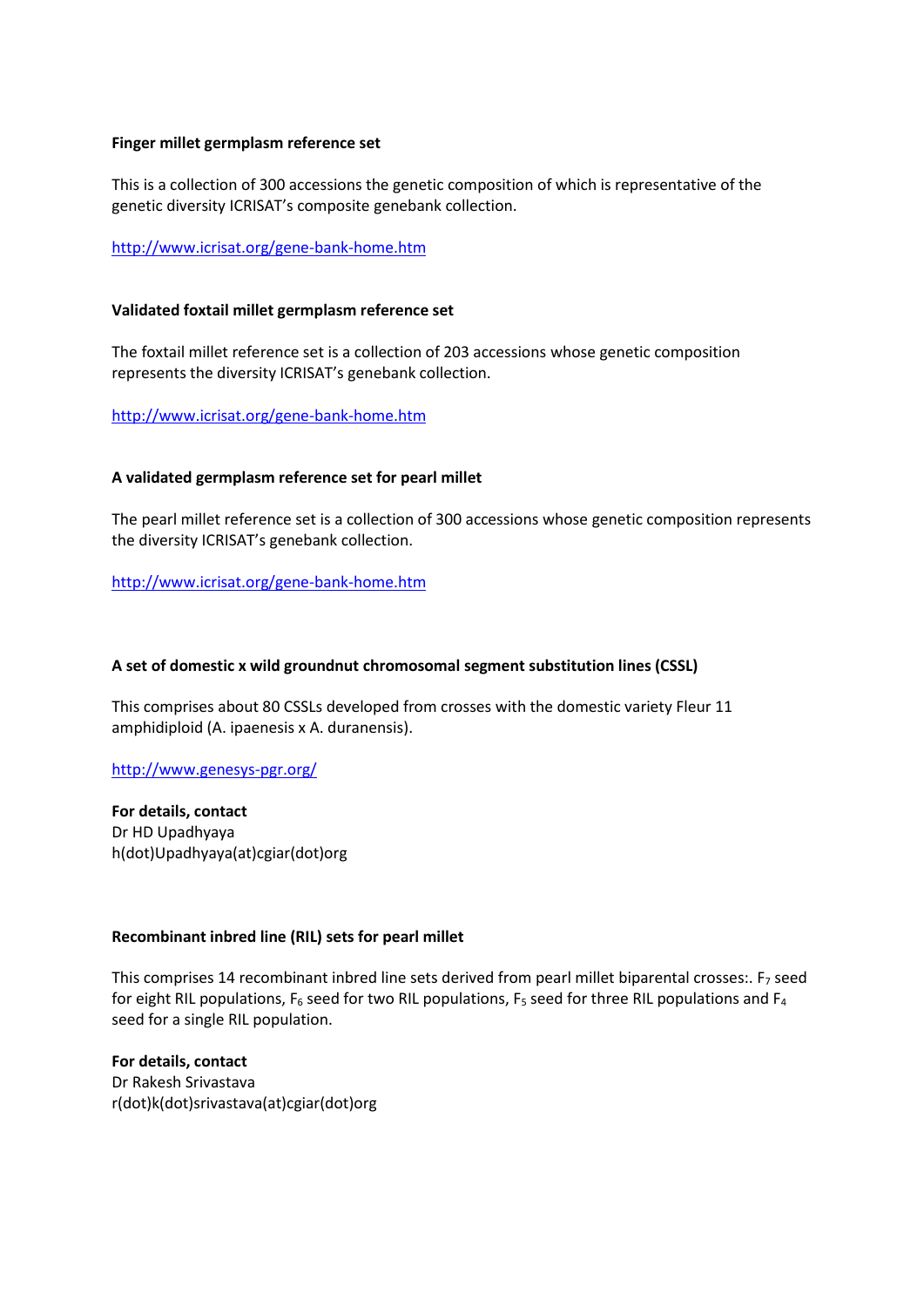**Finger millet germplasm reference set**

This is a collection of 300 accessions the genetic composition of which is representative of the genetic diversity ICRISAT's composite genebank collection.

http://www.icrisat.org/gene-bank-home.htm

**Validated foxtail millet germplasm reference set**

The foxtail millet reference set is a collection of 203 accessions whose genetic composition represents the diversity ICRISAT's genebank collection.

http://www.icrisat.org/gene-bank-home.htm

**A validated germplasm reference set for pearl millet**

The pearl millet reference set is a collection of 300 accessions whose genetic composition represents the diversity ICRISAT's genebank collection.

http://www.icrisat.org/gene-bank-home.htm

**A set of domestic x wild groundnut chromosomal segment substitution lines (CSSL)**

This comprises about 80 CSSLs developed from crosses with the domestic variety Fleur 11 amphidiploid (A. ipaenesis x A. duranensis).

http://www.genesys-pgr.org/

**For details, contact**
Dr HD Upadhyaya
h(dot)Upadhyaya(at)cgiar(dot)org

**Recombinant inbred line (RIL) sets for pearl millet**

This comprises 14 recombinant inbred line sets derived from pearl millet biparental crosses:. $F_7$ seed for eight RIL populations, $F_6$ seed for two RIL populations, $F_5$ seed for three RIL populations and $F_4$ seed for a single RIL population.

**For details, contact**
Dr Rakesh Srivastava
r(dot)k(dot)srivastava(at)cgiar(dot)org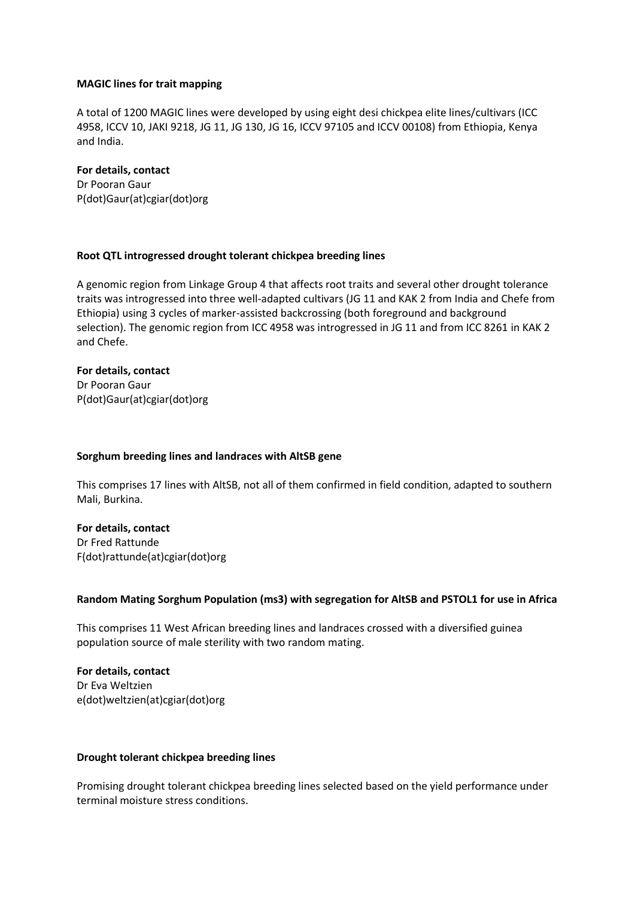**MAGIC lines for trait mapping**

A total of 1200 MAGIC lines were developed by using eight desi chickpea elite lines/cultivars (ICC 4958, ICCV 10, JAKI 9218, JG 11, JG 130, JG 16, ICCV 97105 and ICCV 00108) from Ethiopia, Kenya and India.

**For details, contact**
Dr Pooran Gaur
P(dot)Gaur(at)cgiar(dot)org

**Root QTL introgressed drought tolerant chickpea breeding lines**

A genomic region from Linkage Group 4 that affects root traits and several other drought tolerance traits was introgressed into three well-adapted cultivars (JG 11 and KAK 2 from India and Chefe from Ethiopia) using 3 cycles of marker-assisted backcrossing (both foreground and background selection). The genomic region from ICC 4958 was introgressed in JG 11 and from ICC 8261 in KAK 2 and Chefe.

**For details, contact**
Dr Pooran Gaur
P(dot)Gaur(at)cgiar(dot)org

**Sorghum breeding lines and landraces with AltSB gene**

This comprises 17 lines with AltSB, not all of them confirmed in field condition, adapted to southern Mali, Burkina.

**For details, contact**
Dr Fred Rattunde
F(dot)rattunde(at)cgiar(dot)org

**Random Mating Sorghum Population (ms3) with segregation for AltSB and PSTOL1 for use in Africa**

This comprises 11 West African breeding lines and landraces crossed with a diversified guinea population source of male sterility with two random mating.

**For details, contact**
Dr Eva Weltzien
e(dot)weltzien(at)cgiar(dot)org

**Drought tolerant chickpea breeding lines**

Promising drought tolerant chickpea breeding lines selected based on the yield performance under terminal moisture stress conditions.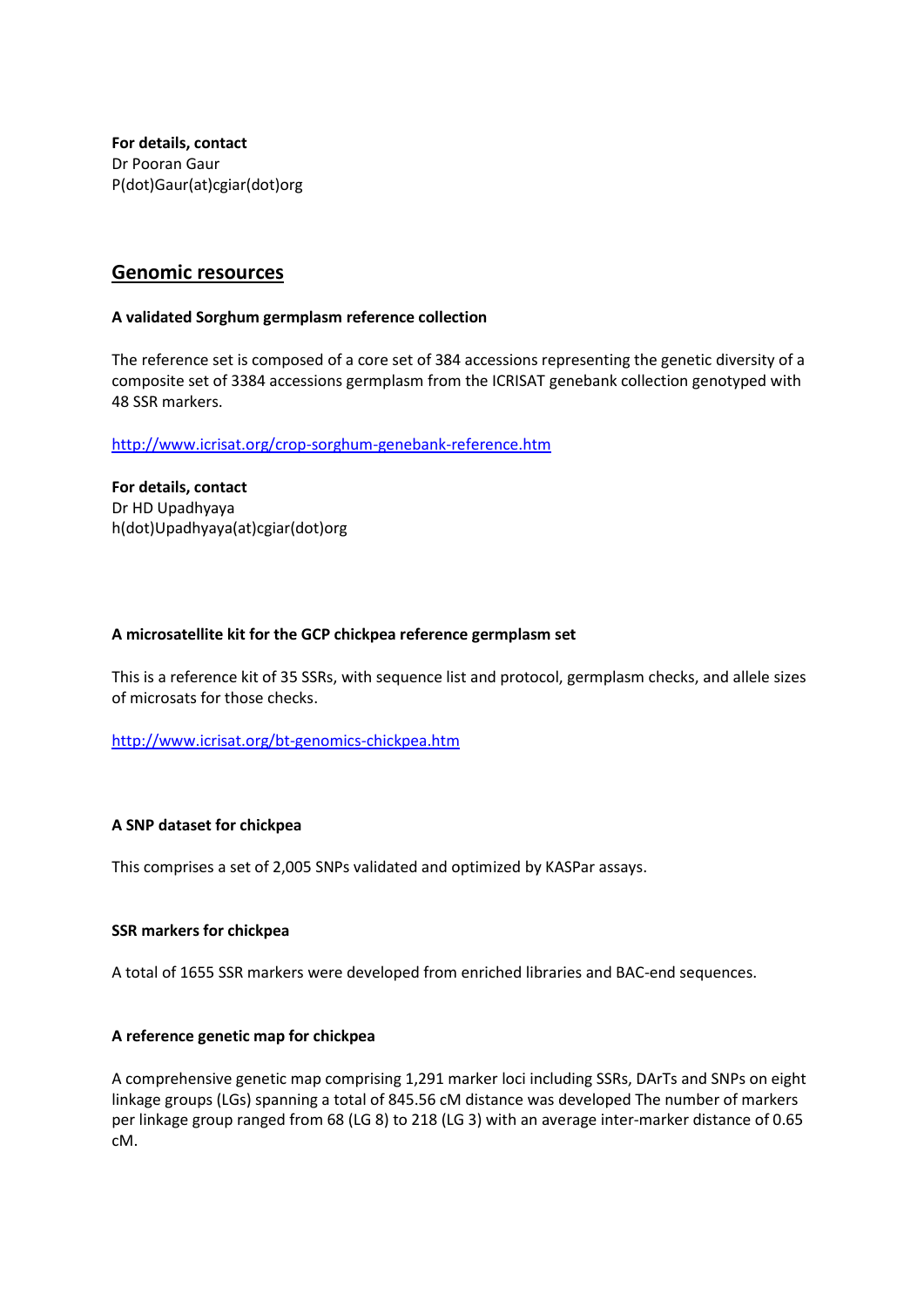**For details, contact**
Dr Pooran Gaur
P(dot)Gaur(at)cgiar(dot)org

## Genomic resources

**A validated Sorghum germplasm reference collection**

The reference set is composed of a core set of 384 accessions representing the genetic diversity of a composite set of 3384 accessions germplasm from the ICRISAT genebank collection genotyped with 48 SSR markers.

http://www.icrisat.org/crop-sorghum-genebank-reference.htm

**For details, contact**
Dr HD Upadhyaya
h(dot)Upadhyaya(at)cgiar(dot)org

**A microsatellite kit for the GCP chickpea reference germplasm set**

This is a reference kit of 35 SSRs, with sequence list and protocol, germplasm checks, and allele sizes of microsats for those checks.

http://www.icrisat.org/bt-genomics-chickpea.htm

**A SNP dataset for chickpea**

This comprises a set of 2,005 SNPs validated and optimized by KASPar assays.

**SSR markers for chickpea**

A total of 1655 SSR markers were developed from enriched libraries and BAC-end sequences.

**A reference genetic map for chickpea**

A comprehensive genetic map comprising 1,291 marker loci including SSRs, DArTs and SNPs on eight linkage groups (LGs) spanning a total of 845.56 cM distance was developed The number of markers per linkage group ranged from 68 (LG 8) to 218 (LG 3) with an average inter-marker distance of 0.65 cM.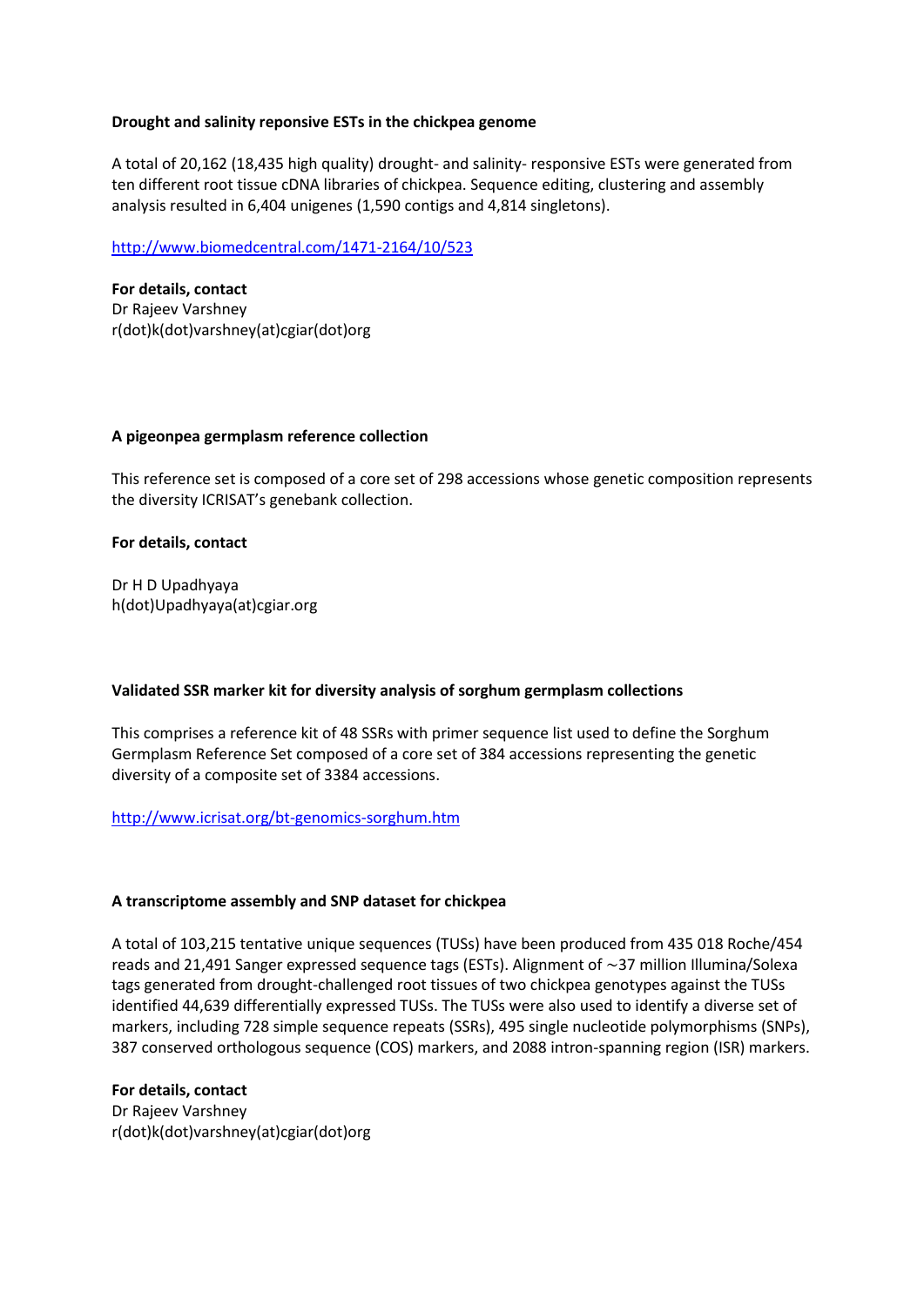**Drought and salinity reponsive ESTs in the chickpea genome**

A total of 20,162 (18,435 high quality) drought- and salinity- responsive ESTs were generated from ten different root tissue cDNA libraries of chickpea. Sequence editing, clustering and assembly analysis resulted in 6,404 unigenes (1,590 contigs and 4,814 singletons).

http://www.biomedcentral.com/1471-2164/10/523

**For details, contact**
Dr Rajeev Varshney
r(dot)k(dot)varshney(at)cgiar(dot)org

**A pigeonpea germplasm reference collection**

This reference set is composed of a core set of 298 accessions whose genetic composition represents the diversity ICRISAT's genebank collection.

**For details, contact**

Dr H D Upadhyaya
h(dot)Upadhyaya(at)cgiar.org

**Validated SSR marker kit for diversity analysis of sorghum germplasm collections**

This comprises a reference kit of 48 SSRs with primer sequence list used to define the Sorghum Germplasm Reference Set composed of a core set of 384 accessions representing the genetic diversity of a composite set of 3384 accessions.

http://www.icrisat.org/bt-genomics-sorghum.htm

**A transcriptome assembly and SNP dataset for chickpea**

A total of 103,215 tentative unique sequences (TUSs) have been produced from 435 018 Roche/454 reads and 21,491 Sanger expressed sequence tags (ESTs). Alignment of ~37 million Illumina/Solexa tags generated from drought-challenged root tissues of two chickpea genotypes against the TUSs identified 44,639 differentially expressed TUSs. The TUSs were also used to identify a diverse set of markers, including 728 simple sequence repeats (SSRs), 495 single nucleotide polymorphisms (SNPs), 387 conserved orthologous sequence (COS) markers, and 2088 intron-spanning region (ISR) markers.

**For details, contact**
Dr Rajeev Varshney
r(dot)k(dot)varshney(at)cgiar(dot)org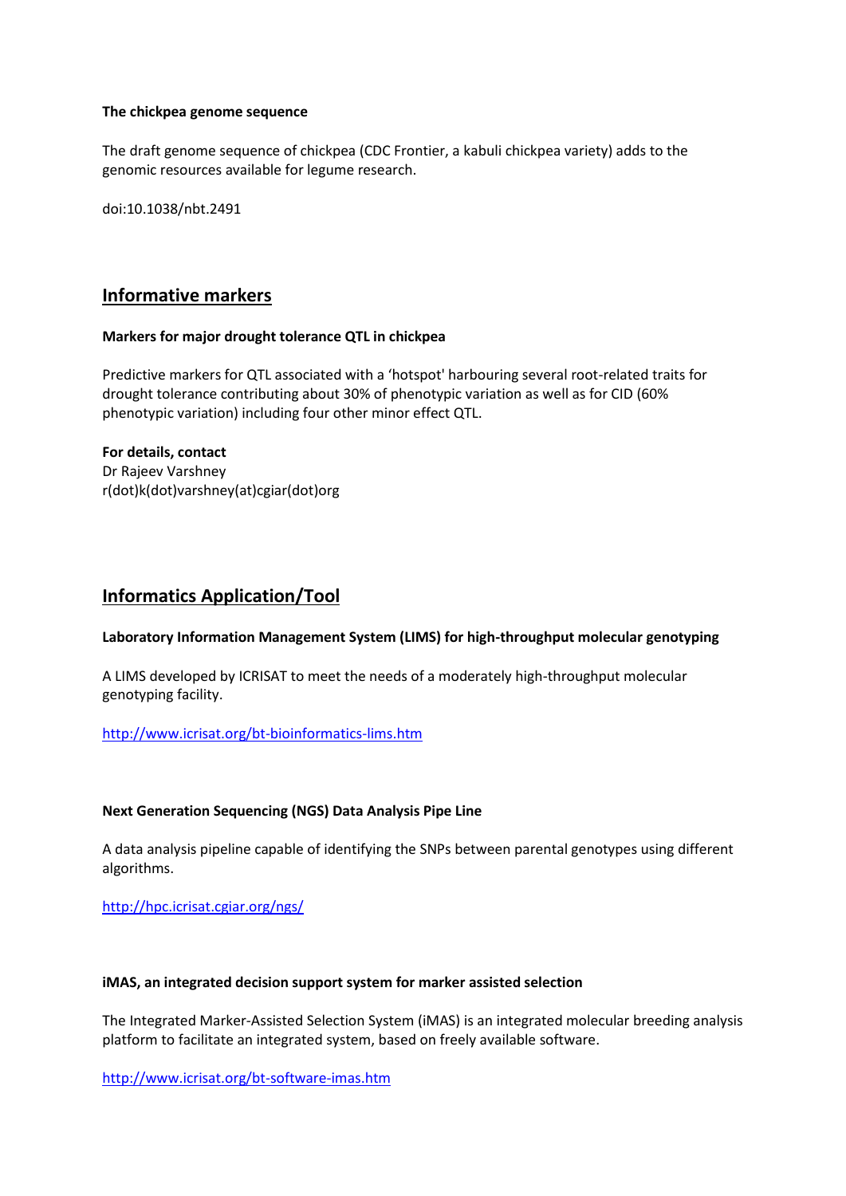**The chickpea genome sequence**

The draft genome sequence of chickpea (CDC Frontier, a kabuli chickpea variety) adds to the genomic resources available for legume research.

doi:10.1038/nbt.2491

## Informative markers

**Markers for major drought tolerance QTL in chickpea**

Predictive markers for QTL associated with a 'hotspot' harbouring several root-related traits for drought tolerance contributing about 30% of phenotypic variation as well as for CID (60% phenotypic variation) including four other minor effect QTL.

**For details, contact**
Dr Rajeev Varshney
r(dot)k(dot)varshney(at)cgiar(dot)org

## Informatics Application/Tool

**Laboratory Information Management System (LIMS) for high-throughput molecular genotyping**

A LIMS developed by ICRISAT to meet the needs of a moderately high-throughput molecular genotyping facility.

http://www.icrisat.org/bt-bioinformatics-lims.htm

**Next Generation Sequencing (NGS) Data Analysis Pipe Line**

A data analysis pipeline capable of identifying the SNPs between parental genotypes using different algorithms.

http://hpc.icrisat.cgiar.org/ngs/

**iMAS, an integrated decision support system for marker assisted selection**

The Integrated Marker-Assisted Selection System (iMAS) is an integrated molecular breeding analysis platform to facilitate an integrated system, based on freely available software.

http://www.icrisat.org/bt-software-imas.htm